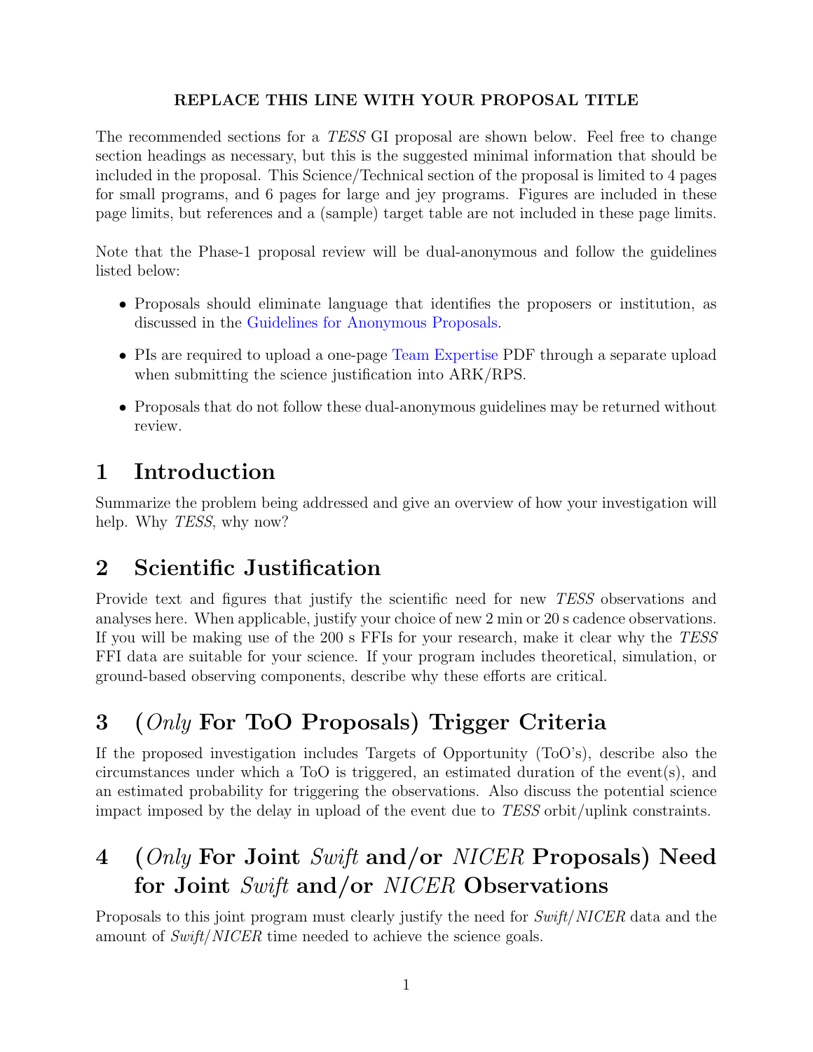**REPLACE THIS LINE WITH YOUR PROPOSAL TITLE**

The recommended sections for a *TESS* GI proposal are shown below. Feel free to change section headings as necessary, but this is the suggested minimal information that should be included in the proposal. This Science/Technical section of the proposal is limited to 4 pages for small programs, and 6 pages for large and jey programs. Figures are included in these page limits, but references and a (sample) target table are not included in these page limits.

Note that the Phase-1 proposal review will be dual-anonymous and follow the guidelines listed below:

- Proposals should eliminate language that identifies the proposers or institution, as discussed in the Guidelines for Anonymous Proposals.
- PIs are required to upload a one-page Team Expertise PDF through a separate upload when submitting the science justification into ARK/RPS.
- Proposals that do not follow these dual-anonymous guidelines may be returned without review.

# 1 Introduction

Summarize the problem being addressed and give an overview of how your investigation will help. Why *TESS*, why now?

# 2 Scientific Justification

Provide text and figures that justify the scientific need for new *TESS* observations and analyses here. When applicable, justify your choice of new 2 min or 20 s cadence observations. If you will be making use of the 200 s FFIs for your research, make it clear why the *TESS* FFI data are suitable for your science. If your program includes theoretical, simulation, or ground-based observing components, describe why these efforts are critical.

# 3 (*Only* For ToO Proposals) Trigger Criteria

If the proposed investigation includes Targets of Opportunity (ToO's), describe also the circumstances under which a ToO is triggered, an estimated duration of the event(s), and an estimated probability for triggering the observations. Also discuss the potential science impact imposed by the delay in upload of the event due to *TESS* orbit/uplink constraints.

# 4 (*Only* For Joint *Swift* and/or *NICER* Proposals) Need for Joint *Swift* and/or *NICER* Observations

Proposals to this joint program must clearly justify the need for *Swift*/*NICER* data and the amount of *Swift*/*NICER* time needed to achieve the science goals.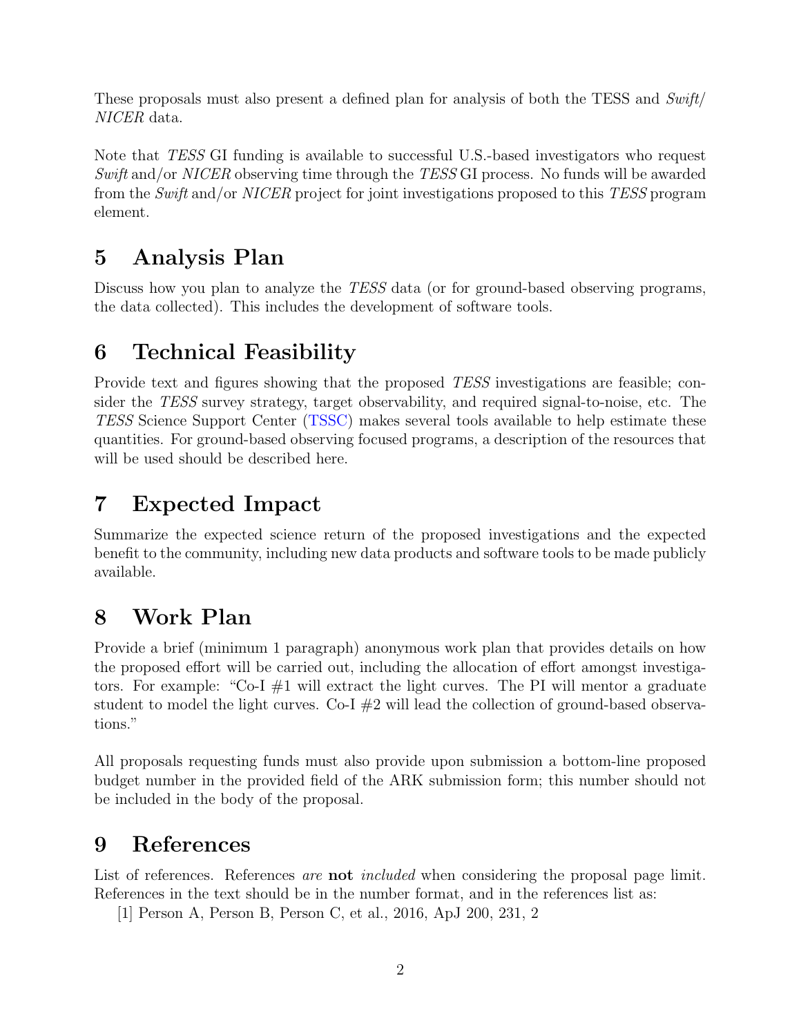These proposals must also present a defined plan for analysis of both the TESS and *Swift*/ *NICER* data.

Note that *TESS* GI funding is available to successful U.S.-based investigators who request *Swift* and/or *NICER* observing time through the *TESS* GI process. No funds will be awarded from the *Swift* and/or *NICER* project for joint investigations proposed to this *TESS* program element.

## 5 Analysis Plan

Discuss how you plan to analyze the *TESS* data (or for ground-based observing programs, the data collected). This includes the development of software tools.

## 6 Technical Feasibility

Provide text and figures showing that the proposed *TESS* investigations are feasible; consider the *TESS* survey strategy, target observability, and required signal-to-noise, etc. The *TESS* Science Support Center (TSSC) makes several tools available to help estimate these quantities. For ground-based observing focused programs, a description of the resources that will be used should be described here.

## 7 Expected Impact

Summarize the expected science return of the proposed investigations and the expected benefit to the community, including new data products and software tools to be made publicly available.

## 8 Work Plan

Provide a brief (minimum 1 paragraph) anonymous work plan that provides details on how the proposed effort will be carried out, including the allocation of effort amongst investigators. For example: "Co-I #1 will extract the light curves. The PI will mentor a graduate student to model the light curves. Co-I #2 will lead the collection of ground-based observations."

All proposals requesting funds must also provide upon submission a bottom-line proposed budget number in the provided field of the ARK submission form; this number should not be included in the body of the proposal.

## 9 References

List of references. References *are* **not** *included* when considering the proposal page limit. References in the text should be in the number format, and in the references list as:

[1] Person A, Person B, Person C, et al., 2016, ApJ 200, 231, 2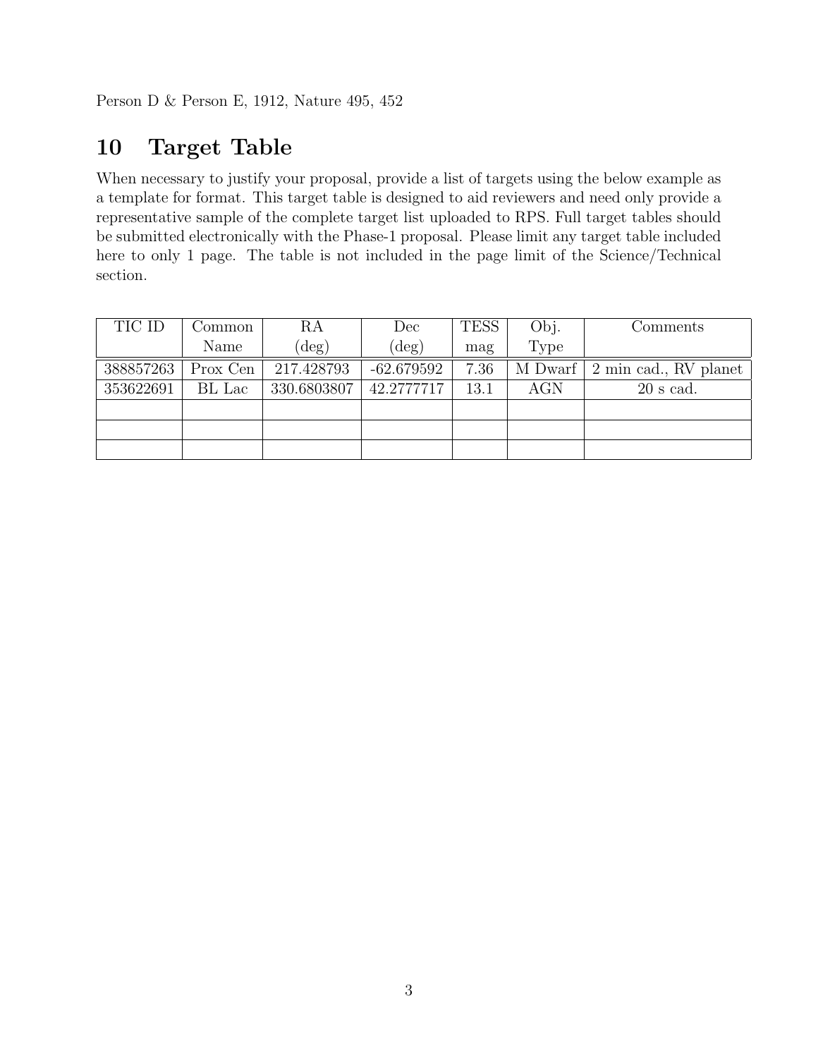Person D & Person E, 1912, Nature 495, 452

## 10 Target Table

When necessary to justify your proposal, provide a list of targets using the below example as a template for format. This target table is designed to aid reviewers and need only provide a representative sample of the complete target list uploaded to RPS. Full target tables should be submitted electronically with the Phase-1 proposal. Please limit any target table included here to only 1 page. The table is not included in the page limit of the Science/Technical section.

| TIC ID | Common Name | RA (deg) | Dec (deg) | TESS mag | Obj. Type | Comments |
|---|---|---|---|---|---|---|
| 388857263 | Prox Cen | 217.428793 | -62.679592 | 7.36 | M Dwarf | 2 min cad., RV planet |
| 353622691 | BL Lac | 330.6803807 | 42.2777717 | 13.1 | AGN | 20 s cad. |
| | | | | | | |
| | | | | | | |
| | | | | | | |